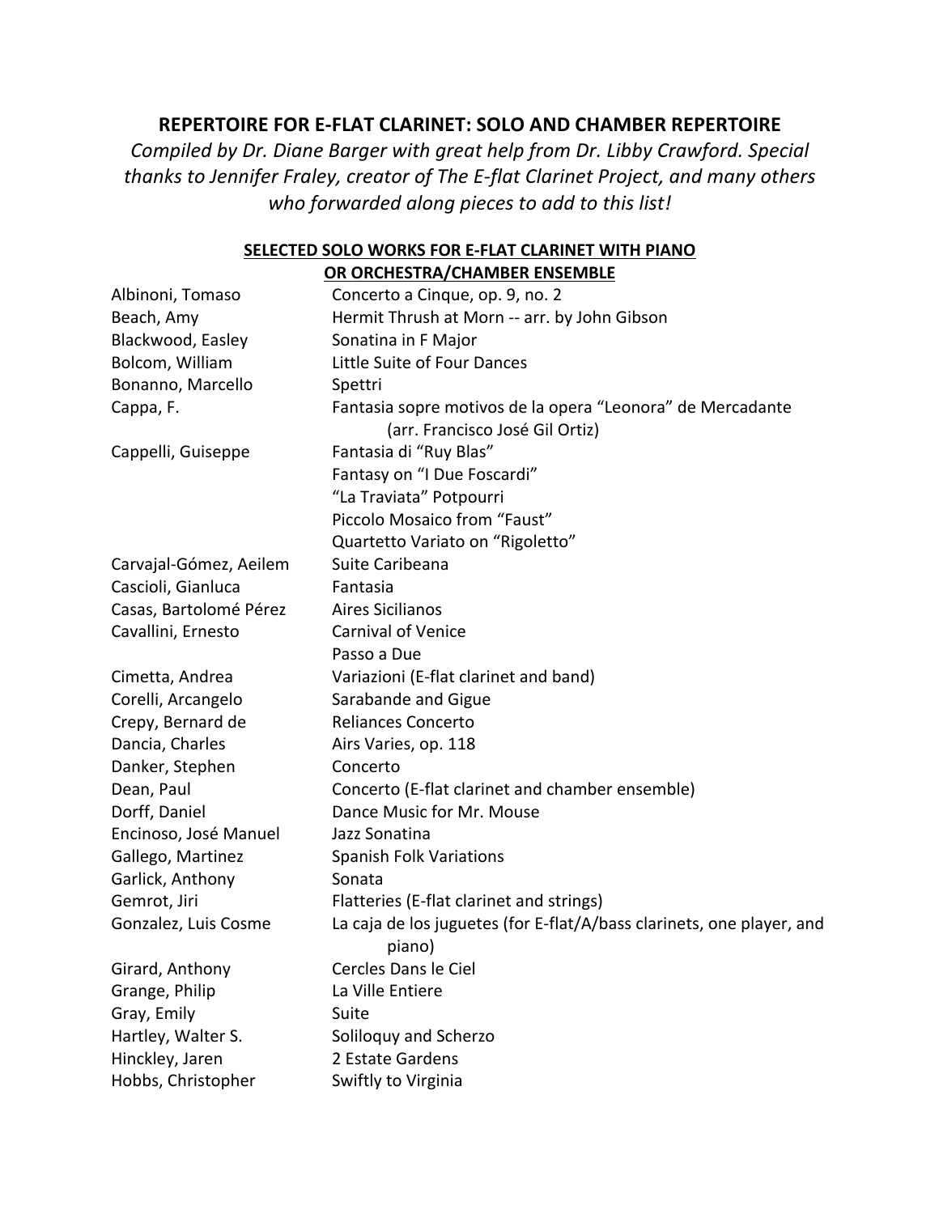# REPERTOIRE FOR E-FLAT CLARINET: SOLO AND CHAMBER REPERTOIRE

*Compiled by Dr. Diane Barger with great help from Dr. Libby Crawford. Special thanks to Jennifer Fraley, creator of The E-flat Clarinet Project, and many others who forwarded along pieces to add to this list!*

## SELECTED SOLO WORKS FOR E-FLAT CLARINET WITH PIANO OR ORCHESTRA/CHAMBER ENSEMBLE

| Composer | Work |
|---|---|
| Albinoni, Tomaso | Concerto a Cinque, op. 9, no. 2 |
| Beach, Amy | Hermit Thrush at Morn -- arr. by John Gibson |
| Blackwood, Easley | Sonatina in F Major |
| Bolcom, William | Little Suite of Four Dances |
| Bonanno, Marcello | Spettri |
| Cappa, F. | Fantasia sopre motivos de la opera "Leonora" de Mercadante (arr. Francisco José Gil Ortiz) |
| Cappelli, Guiseppe | Fantasia di "Ruy Blas" |
| | Fantasy on "I Due Foscardi" |
| | "La Traviata" Potpourri |
| | Piccolo Mosaico from "Faust" |
| | Quartetto Variato on "Rigoletto" |
| Carvajal-Gómez, Aeilem | Suite Caribeana |
| Cascioli, Gianluca | Fantasia |
| Casas, Bartolomé Pérez | Aires Sicilianos |
| Cavallini, Ernesto | Carnival of Venice |
| | Passo a Due |
| Cimetta, Andrea | Variazioni (E-flat clarinet and band) |
| Corelli, Arcangelo | Sarabande and Gigue |
| Crepy, Bernard de | Reliances Concerto |
| Dancia, Charles | Airs Varies, op. 118 |
| Danker, Stephen | Concerto |
| Dean, Paul | Concerto (E-flat clarinet and chamber ensemble) |
| Dorff, Daniel | Dance Music for Mr. Mouse |
| Encinoso, José Manuel | Jazz Sonatina |
| Gallego, Martinez | Spanish Folk Variations |
| Garlick, Anthony | Sonata |
| Gemrot, Jiri | Flatteries (E-flat clarinet and strings) |
| Gonzalez, Luis Cosme | La caja de los juguetes (for E-flat/A/bass clarinets, one player, and piano) |
| Girard, Anthony | Cercles Dans le Ciel |
| Grange, Philip | La Ville Entiere |
| Gray, Emily | Suite |
| Hartley, Walter S. | Soliloquy and Scherzo |
| Hinckley, Jaren | 2 Estate Gardens |
| Hobbs, Christopher | Swiftly to Virginia |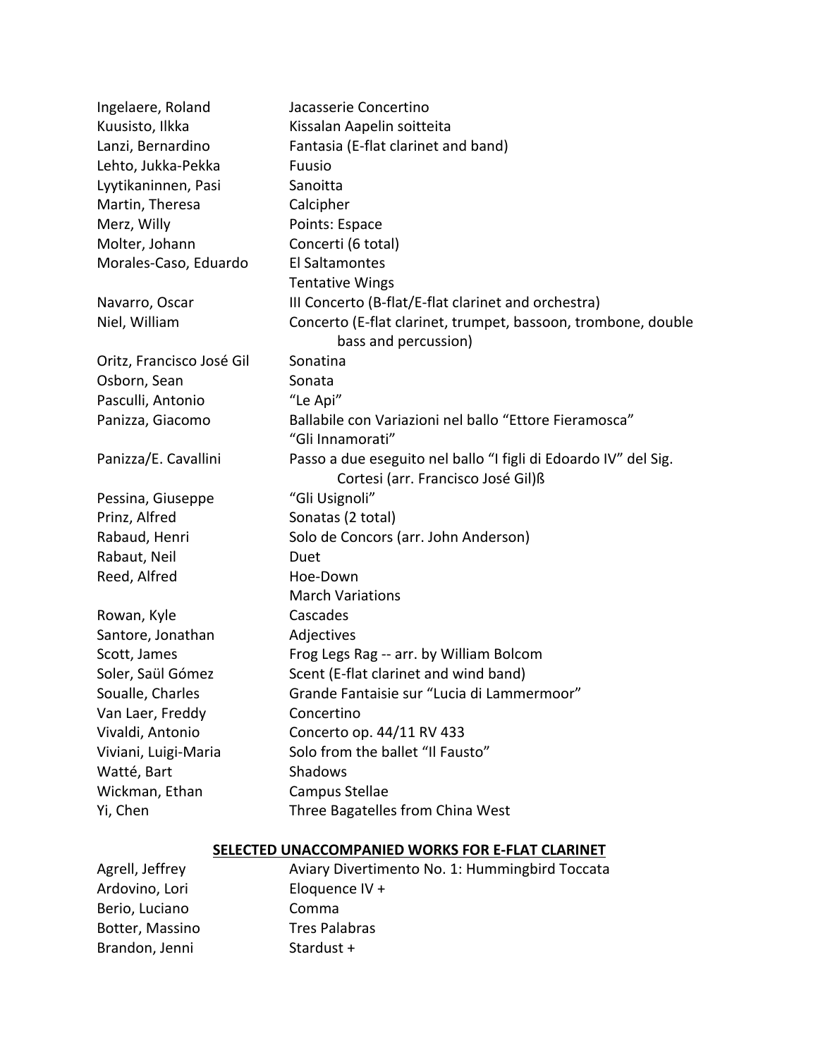| | |
|---|---|
| Ingelaere, Roland | Jacasserie Concertino |
| Kuusisto, Ilkka | Kissalan Aapelin soitteita |
| Lanzi, Bernardino | Fantasia (E-flat clarinet and band) |
| Lehto, Jukka-Pekka | Fuusio |
| Lyytikaninnen, Pasi | Sanoitta |
| Martin, Theresa | Calcipher |
| Merz, Willy | Points: Espace |
| Molter, Johann | Concerti (6 total) |
| Morales-Caso, Eduardo | El Saltamontes |
| | Tentative Wings |
| Navarro, Oscar | III Concerto (B-flat/E-flat clarinet and orchestra) |
| Niel, William | Concerto (E-flat clarinet, trumpet, bassoon, trombone, double bass and percussion) |
| Oritz, Francisco José Gil | Sonatina |
| Osborn, Sean | Sonata |
| Pasculli, Antonio | "Le Api" |
| Panizza, Giacomo | Ballabile con Variazioni nel ballo "Ettore Fieramosca" |
| | "Gli Innamorati" |
| Panizza/E. Cavallini | Passo a due eseguito nel ballo "I figli di Edoardo IV" del Sig. Cortesi (arr. Francisco José Gil)ß |
| Pessina, Giuseppe | "Gli Usignoli" |
| Prinz, Alfred | Sonatas (2 total) |
| Rabaud, Henri | Solo de Concors (arr. John Anderson) |
| Rabaut, Neil | Duet |
| Reed, Alfred | Hoe-Down |
| | March Variations |
| Rowan, Kyle | Cascades |
| Santore, Jonathan | Adjectives |
| Scott, James | Frog Legs Rag -- arr. by William Bolcom |
| Soler, Saül Gómez | Scent (E-flat clarinet and wind band) |
| Soualle, Charles | Grande Fantaisie sur "Lucia di Lammermoor" |
| Van Laer, Freddy | Concertino |
| Vivaldi, Antonio | Concerto op. 44/11 RV 433 |
| Viviani, Luigi-Maria | Solo from the ballet "Il Fausto" |
| Watté, Bart | Shadows |
| Wickman, Ethan | Campus Stellae |
| Yi, Chen | Three Bagatelles from China West |

## SELECTED UNACCOMPANIED WORKS FOR E-FLAT CLARINET

| | |
|---|---|
| Agrell, Jeffrey | Aviary Divertimento No. 1: Hummingbird Toccata |
| Ardovino, Lori | Eloquence IV + |
| Berio, Luciano | Comma |
| Botter, Massino | Tres Palabras |
| Brandon, Jenni | Stardust + |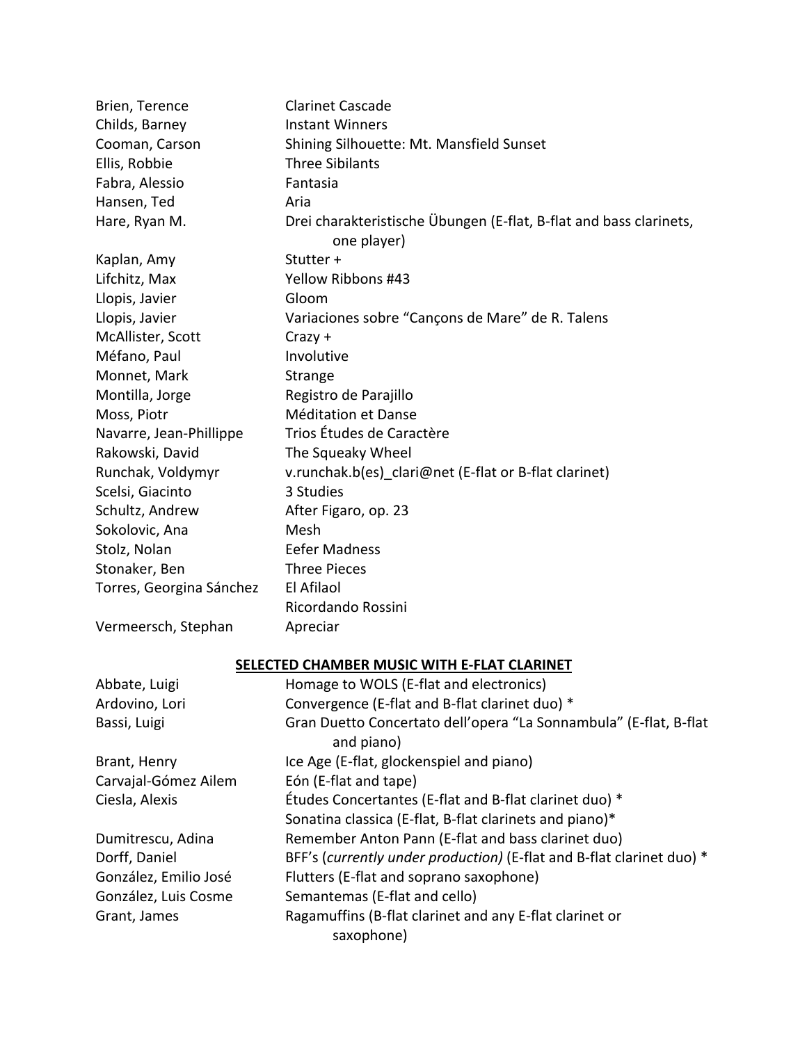| | |
|---|---|
| Brien, Terence | Clarinet Cascade |
| Childs, Barney | Instant Winners |
| Cooman, Carson | Shining Silhouette: Mt. Mansfield Sunset |
| Ellis, Robbie | Three Sibilants |
| Fabra, Alessio | Fantasia |
| Hansen, Ted | Aria |
| Hare, Ryan M. | Drei charakteristische Übungen (E-flat, B-flat and bass clarinets, one player) |
| Kaplan, Amy | Stutter + |
| Lifchitz, Max | Yellow Ribbons #43 |
| Llopis, Javier | Gloom |
| Llopis, Javier | Variaciones sobre "Cançons de Mare" de R. Talens |
| McAllister, Scott | Crazy + |
| Méfano, Paul | Involutive |
| Monnet, Mark | Strange |
| Montilla, Jorge | Registro de Parajillo |
| Moss, Piotr | Méditation et Danse |
| Navarre, Jean-Phillippe | Trios Études de Caractère |
| Rakowski, David | The Squeaky Wheel |
| Runchak, Voldymyr | v.runchak.b(es)_clari@net (E-flat or B-flat clarinet) |
| Scelsi, Giacinto | 3 Studies |
| Schultz, Andrew | After Figaro, op. 23 |
| Sokolovic, Ana | Mesh |
| Stolz, Nolan | Eefer Madness |
| Stonaker, Ben | Three Pieces |
| Torres, Georgina Sánchez | El Afilaol |
| | Ricordando Rossini |
| Vermeersch, Stephan | Apreciar |

## SELECTED CHAMBER MUSIC WITH E-FLAT CLARINET

| | |
|---|---|
| Abbate, Luigi | Homage to WOLS (E-flat and electronics) |
| Ardovino, Lori | Convergence (E-flat and B-flat clarinet duo) * |
| Bassi, Luigi | Gran Duetto Concertato dell'opera "La Sonnambula" (E-flat, B-flat and piano) |
| Brant, Henry | Ice Age (E-flat, glockenspiel and piano) |
| Carvajal-Gómez Ailem | Eón (E-flat and tape) |
| Ciesla, Alexis | Études Concertantes (E-flat and B-flat clarinet duo) * |
| | Sonatina classica (E-flat, B-flat clarinets and piano)* |
| Dumitrescu, Adina | Remember Anton Pann (E-flat and bass clarinet duo) |
| Dorff, Daniel | BFF's (*currently under production*) (E-flat and B-flat clarinet duo) * |
| González, Emilio José | Flutters (E-flat and soprano saxophone) |
| González, Luis Cosme | Semantemas (E-flat and cello) |
| Grant, James | Ragamuffins (B-flat clarinet and any E-flat clarinet or saxophone) |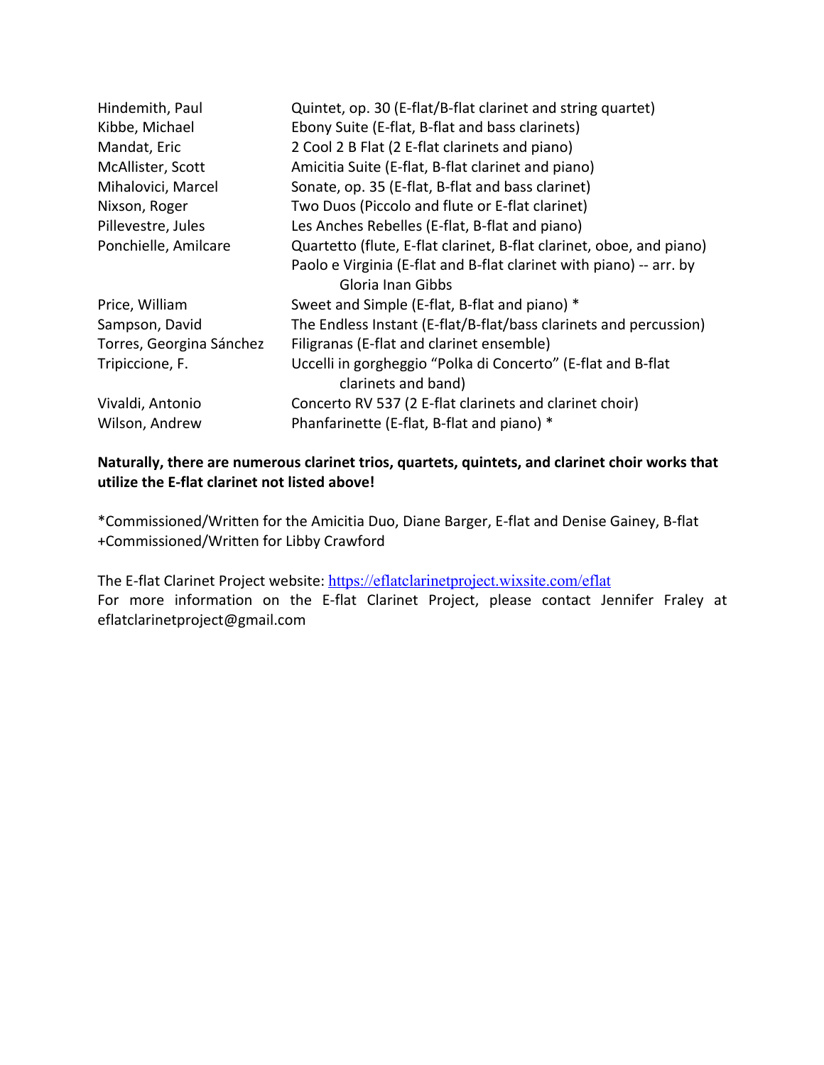| | |
|---|---|
| Hindemith, Paul | Quintet, op. 30 (E-flat/B-flat clarinet and string quartet) |
| Kibbe, Michael | Ebony Suite (E-flat, B-flat and bass clarinets) |
| Mandat, Eric | 2 Cool 2 B Flat (2 E-flat clarinets and piano) |
| McAllister, Scott | Amicitia Suite (E-flat, B-flat clarinet and piano) |
| Mihalovici, Marcel | Sonate, op. 35 (E-flat, B-flat and bass clarinet) |
| Nixson, Roger | Two Duos (Piccolo and flute or E-flat clarinet) |
| Pillevestre, Jules | Les Anches Rebelles (E-flat, B-flat and piano) |
| Ponchielle, Amilcare | Quartetto (flute, E-flat clarinet, B-flat clarinet, oboe, and piano) |
| | Paolo e Virginia (E-flat and B-flat clarinet with piano) -- arr. by Gloria Inan Gibbs |
| Price, William | Sweet and Simple (E-flat, B-flat and piano) * |
| Sampson, David | The Endless Instant (E-flat/B-flat/bass clarinets and percussion) |
| Torres, Georgina Sánchez | Filigranas (E-flat and clarinet ensemble) |
| Tripiccione, F. | Uccelli in gorgheggio "Polka di Concerto" (E-flat and B-flat clarinets and band) |
| Vivaldi, Antonio | Concerto RV 537 (2 E-flat clarinets and clarinet choir) |
| Wilson, Andrew | Phanfarinette (E-flat, B-flat and piano) * |

**Naturally, there are numerous clarinet trios, quartets, quintets, and clarinet choir works that utilize the E-flat clarinet not listed above!**

*Commissioned/Written for the Amicitia Duo, Diane Barger, E-flat and Denise Gainey, B-flat
+Commissioned/Written for Libby Crawford

The E-flat Clarinet Project website: https://eflatclarinetproject.wixsite.com/eflat
For more information on the E-flat Clarinet Project, please contact Jennifer Fraley at eflatclarinetproject@gmail.com